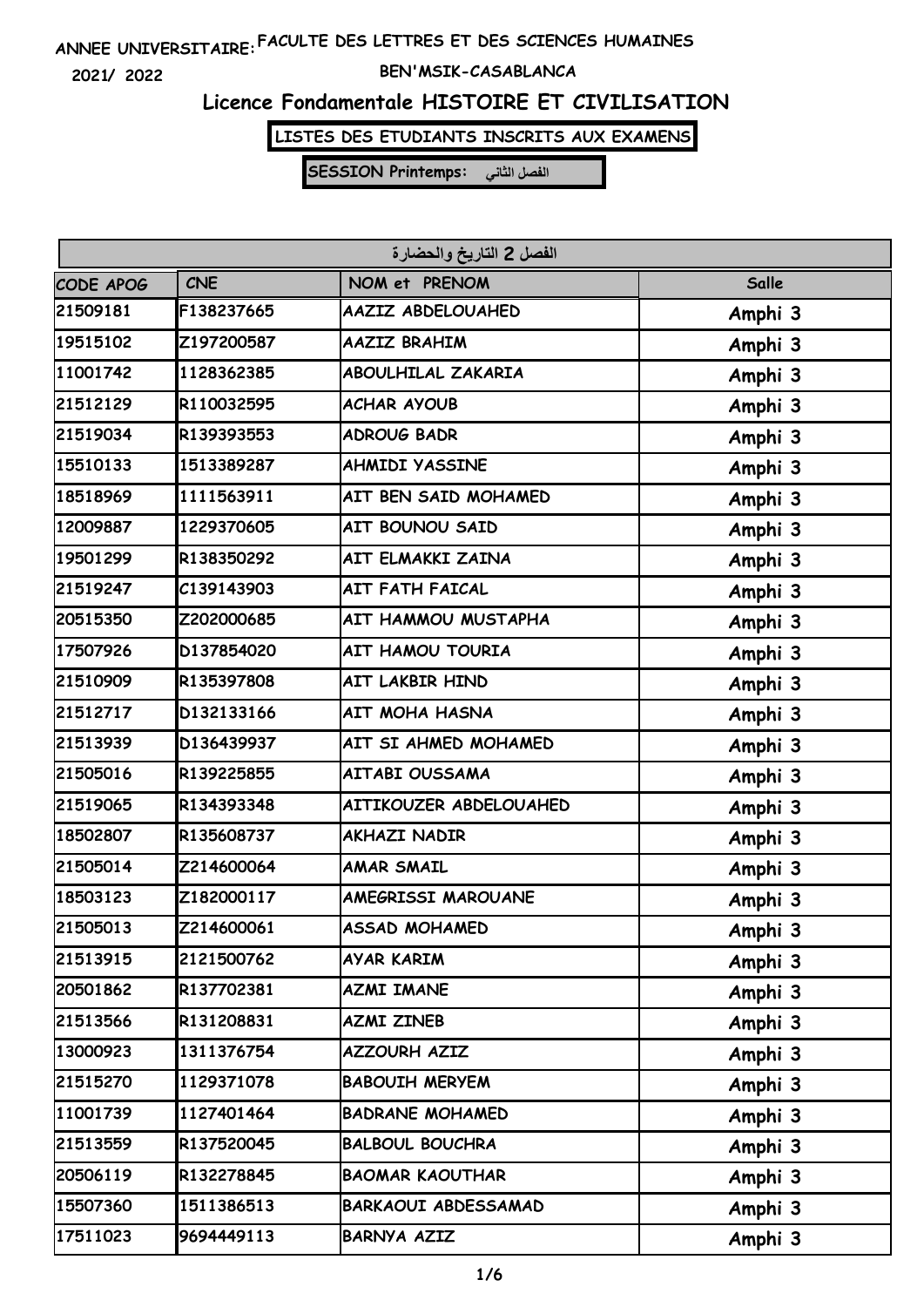ANNEE UNIVERSITAIRE: FACULTE DES LETTRES ET DES SCIENCES HUMAINES

2021/ 2022 BEN'MSIK-CASABLANCA

# Licence Fondamentale HISTOIRE ET CIVILISATION

**LISTES DES ETUDIANTS INSCRITS AUX EXAMENS**

**SESSION Printemps: الفصل الثاني**

| الفصل 2 التاريخ والحضارة | | | |
|---|---|---|---|
| CODE APOG | CNE | NOM et PRENOM | Salle |
| 21509181 | F138237665 | AAZIZ ABDELOUAHED | Amphi 3 |
| 19515102 | Z197200587 | AAZIZ BRAHIM | Amphi 3 |
| 11001742 | 1128362385 | ABOULHILAL ZAKARIA | Amphi 3 |
| 21512129 | R110032595 | ACHAR AYOUB | Amphi 3 |
| 21519034 | R139393553 | ADROUG BADR | Amphi 3 |
| 15510133 | 1513389287 | AHMIDI YASSINE | Amphi 3 |
| 18518969 | 1111563911 | AIT BEN SAID MOHAMED | Amphi 3 |
| 12009887 | 1229370605 | AIT BOUNOU SAID | Amphi 3 |
| 19501299 | R138350292 | AIT ELMAKKI ZAINA | Amphi 3 |
| 21519247 | C139143903 | AIT FATH FAICAL | Amphi 3 |
| 20515350 | Z202000685 | AIT HAMMOU MUSTAPHA | Amphi 3 |
| 17507926 | D137854020 | AIT HAMOU TOURIA | Amphi 3 |
| 21510909 | R135397808 | AIT LAKBIR HIND | Amphi 3 |
| 21512717 | D132133166 | AIT MOHA HASNA | Amphi 3 |
| 21513939 | D136439937 | AIT SI AHMED MOHAMED | Amphi 3 |
| 21505016 | R139225855 | AITABI OUSSAMA | Amphi 3 |
| 21519065 | R134393348 | AITIKOUZER ABDELOUAHED | Amphi 3 |
| 18502807 | R135608737 | AKHAZI NADIR | Amphi 3 |
| 21505014 | Z214600064 | AMAR SMAIL | Amphi 3 |
| 18503123 | Z182000117 | AMEGRISSI MAROUANE | Amphi 3 |
| 21505013 | Z214600061 | ASSAD MOHAMED | Amphi 3 |
| 21513915 | 2121500762 | AYAR KARIM | Amphi 3 |
| 20501862 | R137702381 | AZMI IMANE | Amphi 3 |
| 21513566 | R131208831 | AZMI ZINEB | Amphi 3 |
| 13000923 | 1311376754 | AZZOURH AZIZ | Amphi 3 |
| 21515270 | 1129371078 | BABOUIH MERYEM | Amphi 3 |
| 11001739 | 1127401464 | BADRANE MOHAMED | Amphi 3 |
| 21513559 | R137520045 | BALBOUL BOUCHRA | Amphi 3 |
| 20506119 | R132278845 | BAOMAR KAOUTHAR | Amphi 3 |
| 15507360 | 1511386513 | BARKAOUI ABDESSAMAD | Amphi 3 |
| 17511023 | 9694449113 | BARNYA AZIZ | Amphi 3 |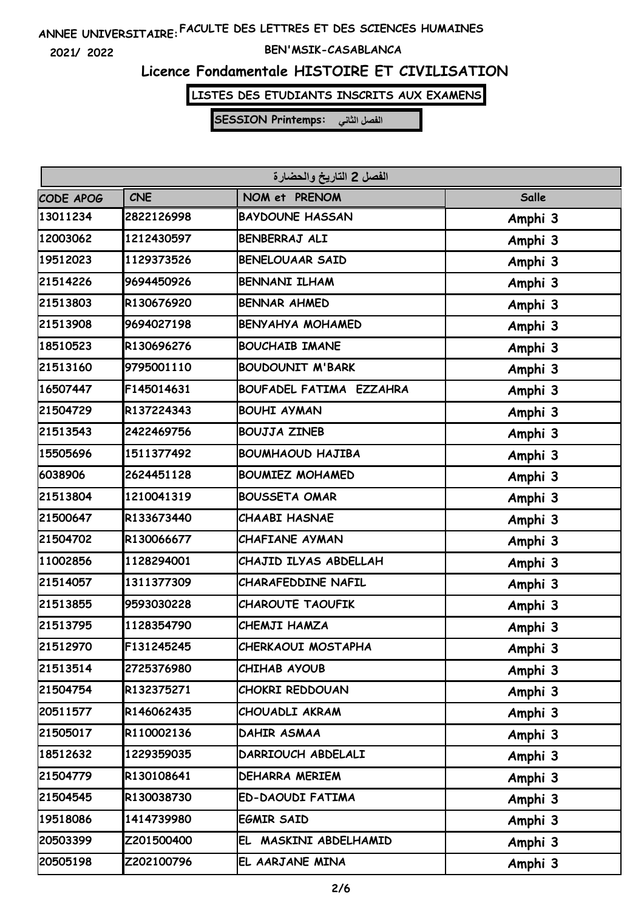ANNEE UNIVERSITAIRE: FACULTE DES LETTRES ET DES SCIENCES HUMAINES

2021/ 2022

BEN'MSIK-CASABLANCA

## Licence Fondamentale HISTOIRE ET CIVILISATION

**LISTES DES ETUDIANTS INSCRITS AUX EXAMENS**

**SESSION Printemps: الفصل الثاني**

| الفصل 2 التاريخ والحضارة | | | |
|---|---|---|---|
| CODE APOG | CNE | NOM et PRENOM | Salle |
| 13011234 | 2822126998 | BAYDOUNE HASSAN | Amphi 3 |
| 12003062 | 1212430597 | BENBERRAJ ALI | Amphi 3 |
| 19512023 | 1129373526 | BENELOUAAR SAID | Amphi 3 |
| 21514226 | 9694450926 | BENNANI ILHAM | Amphi 3 |
| 21513803 | R130676920 | BENNAR AHMED | Amphi 3 |
| 21513908 | 9694027198 | BENYAHYA MOHAMED | Amphi 3 |
| 18510523 | R130696276 | BOUCHAIB IMANE | Amphi 3 |
| 21513160 | 9795001110 | BOUDOUNIT M'BARK | Amphi 3 |
| 16507447 | F145014631 | BOUFADEL FATIMA EZZAHRA | Amphi 3 |
| 21504729 | R137224343 | BOUHI AYMAN | Amphi 3 |
| 21513543 | 2422469756 | BOUJJA ZINEB | Amphi 3 |
| 15505696 | 1511377492 | BOUMHAOUD HAJIBA | Amphi 3 |
| 6038906 | 2624451128 | BOUMIEZ MOHAMED | Amphi 3 |
| 21513804 | 1210041319 | BOUSSETA OMAR | Amphi 3 |
| 21500647 | R133673440 | CHAABI HASNAE | Amphi 3 |
| 21504702 | R130066677 | CHAFIANE AYMAN | Amphi 3 |
| 11002856 | 1128294001 | CHAJID ILYAS ABDELLAH | Amphi 3 |
| 21514057 | 1311377309 | CHARAFEDDINE NAFIL | Amphi 3 |
| 21513855 | 9593030228 | CHAROUTE TAOUFIK | Amphi 3 |
| 21513795 | 1128354790 | CHEMJI HAMZA | Amphi 3 |
| 21512970 | F131245245 | CHERKAOUI MOSTAPHA | Amphi 3 |
| 21513514 | 2725376980 | CHIHAB AYOUB | Amphi 3 |
| 21504754 | R132375271 | CHOKRI REDDOUAN | Amphi 3 |
| 20511577 | R146062435 | CHOUADLI AKRAM | Amphi 3 |
| 21505017 | R110002136 | DAHIR ASMAA | Amphi 3 |
| 18512632 | 1229359035 | DARRIOUCH ABDELALI | Amphi 3 |
| 21504779 | R130108641 | DEHARRA MERIEM | Amphi 3 |
| 21504545 | R130038730 | ED-DAOUDI FATIMA | Amphi 3 |
| 19518086 | 1414739980 | EGMIR SAID | Amphi 3 |
| 20503399 | Z201500400 | EL MASKINI ABDELHAMID | Amphi 3 |
| 20505198 | Z202100796 | EL AARJANE MINA | Amphi 3 |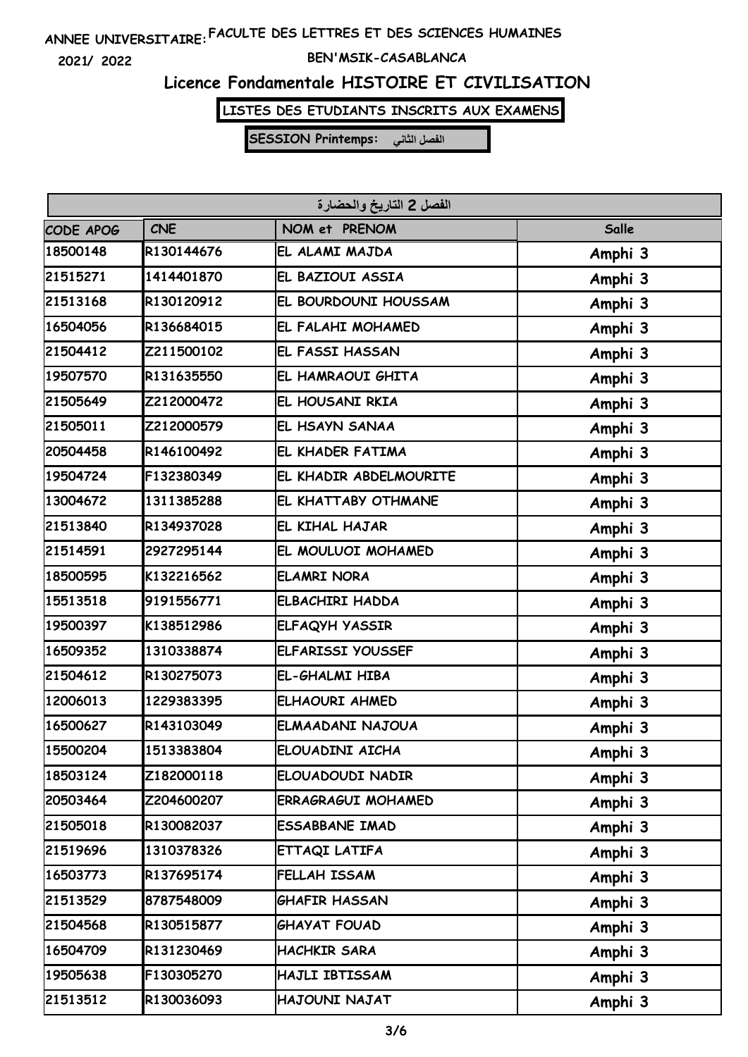ANNEE UNIVERSITAIRE: FACULTE DES LETTRES ET DES SCIENCES HUMAINES

2021/ 2022

BEN'MSIK-CASABLANCA

# Licence Fondamentale HISTOIRE ET CIVILISATION

**LISTES DES ETUDIANTS INSCRITS AUX EXAMENS**

**SESSION Printemps: الفصل الثاني**

| الفصل 2 التاريخ والحضارة | | | |
|---|---|---|---|
| CODE APOG | CNE | NOM et PRENOM | Salle |
| 18500148 | R130144676 | EL ALAMI MAJDA | Amphi 3 |
| 21515271 | 1414401870 | EL BAZIOUI ASSIA | Amphi 3 |
| 21513168 | R130120912 | EL BOURDOUNI HOUSSAM | Amphi 3 |
| 16504056 | R136684015 | EL FALAHI MOHAMED | Amphi 3 |
| 21504412 | Z211500102 | EL FASSI HASSAN | Amphi 3 |
| 19507570 | R131635550 | EL HAMRAOUI GHITA | Amphi 3 |
| 21505649 | Z212000472 | EL HOUSANI RKIA | Amphi 3 |
| 21505011 | Z212000579 | EL HSAYN SANAA | Amphi 3 |
| 20504458 | R146100492 | EL KHADER FATIMA | Amphi 3 |
| 19504724 | F132380349 | EL KHADIR ABDELMOURITE | Amphi 3 |
| 13004672 | 1311385288 | EL KHATTABY OTHMANE | Amphi 3 |
| 21513840 | R134937028 | EL KIHAL HAJAR | Amphi 3 |
| 21514591 | 2927295144 | EL MOULUOI MOHAMED | Amphi 3 |
| 18500595 | K132216562 | ELAMRI NORA | Amphi 3 |
| 15513518 | 9191556771 | ELBACHIRI HADDA | Amphi 3 |
| 19500397 | K138512986 | ELFAQYH YASSIR | Amphi 3 |
| 16509352 | 1310338874 | ELFARISSI YOUSSEF | Amphi 3 |
| 21504612 | R130275073 | EL-GHALMI HIBA | Amphi 3 |
| 12006013 | 1229383395 | ELHAOURI AHMED | Amphi 3 |
| 16500627 | R143103049 | ELMAADANI NAJOUA | Amphi 3 |
| 15500204 | 1513383804 | ELOUADINI AICHA | Amphi 3 |
| 18503124 | Z182000118 | ELOUADOUDI NADIR | Amphi 3 |
| 20503464 | Z204600207 | ERRAGRAGUI MOHAMED | Amphi 3 |
| 21505018 | R130082037 | ESSABBANE IMAD | Amphi 3 |
| 21519696 | 1310378326 | ETTAQI LATIFA | Amphi 3 |
| 16503773 | R137695174 | FELLAH ISSAM | Amphi 3 |
| 21513529 | 8787548009 | GHAFIR HASSAN | Amphi 3 |
| 21504568 | R130515877 | GHAYAT FOUAD | Amphi 3 |
| 16504709 | R131230469 | HACHKIR SARA | Amphi 3 |
| 19505638 | F130305270 | HAJLI IBTISSAM | Amphi 3 |
| 21513512 | R130036093 | HAJOUNI NAJAT | Amphi 3 |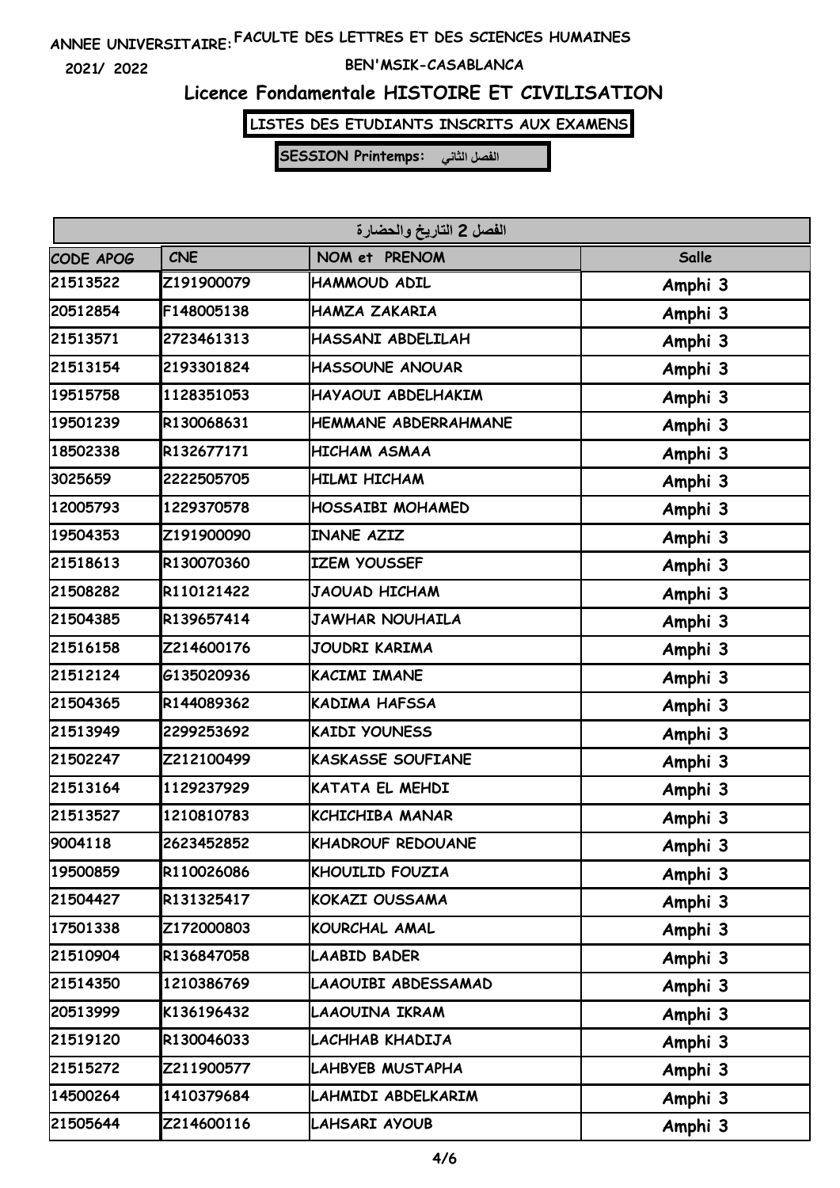ANNEE UNIVERSITAIRE: FACULTE DES LETTRES ET DES SCIENCES HUMAINES

2021/ 2022 BEN'MSIK-CASABLANCA

# Licence Fondamentale HISTOIRE ET CIVILISATION

**LISTES DES ETUDIANTS INSCRITS AUX EXAMENS**

**SESSION Printemps: الفصل الثاني**

| الفصل 2 التاريخ والحضارة | | | |
|---|---|---|---|
| CODE APOG | CNE | NOM et PRENOM | Salle |
| 21513522 | Z191900079 | HAMMOUD ADIL | Amphi 3 |
| 20512854 | F148005138 | HAMZA ZAKARIA | Amphi 3 |
| 21513571 | 2723461313 | HASSANI ABDELILAH | Amphi 3 |
| 21513154 | 2193301824 | HASSOUNE ANOUAR | Amphi 3 |
| 19515758 | 1128351053 | HAYAOUI ABDELHAKIM | Amphi 3 |
| 19501239 | R130068631 | HEMMANE ABDERRAHMANE | Amphi 3 |
| 18502338 | R132677171 | HICHAM ASMAA | Amphi 3 |
| 3025659 | 2222505705 | HILMI HICHAM | Amphi 3 |
| 12005793 | 1229370578 | HOSSAIBI MOHAMED | Amphi 3 |
| 19504353 | Z191900090 | INANE AZIZ | Amphi 3 |
| 21518613 | R130070360 | IZEM YOUSSEF | Amphi 3 |
| 21508282 | R110121422 | JAOUAD HICHAM | Amphi 3 |
| 21504385 | R139657414 | JAWHAR NOUHAILA | Amphi 3 |
| 21516158 | Z214600176 | JOUDRI KARIMA | Amphi 3 |
| 21512124 | G135020936 | KACIMI IMANE | Amphi 3 |
| 21504365 | R144089362 | KADIMA HAFSSA | Amphi 3 |
| 21513949 | 2299253692 | KAIDI YOUNESS | Amphi 3 |
| 21502247 | Z212100499 | KASKASSE SOUFIANE | Amphi 3 |
| 21513164 | 1129237929 | KATATA EL MEHDI | Amphi 3 |
| 21513527 | 1210810783 | KCHICHIBA MANAR | Amphi 3 |
| 9004118 | 2623452852 | KHADROUF REDOUANE | Amphi 3 |
| 19500859 | R110026086 | KHOUILID FOUZIA | Amphi 3 |
| 21504427 | R131325417 | KOKAZI OUSSAMA | Amphi 3 |
| 17501338 | Z172000803 | KOURCHAL AMAL | Amphi 3 |
| 21510904 | R136847058 | LAABID BADER | Amphi 3 |
| 21514350 | 1210386769 | LAAOUIBI ABDESSAMAD | Amphi 3 |
| 20513999 | K136196432 | LAAOUINA IKRAM | Amphi 3 |
| 21519120 | R130046033 | LACHHAB KHADIJA | Amphi 3 |
| 21515272 | Z211900577 | LAHBYEB MUSTAPHA | Amphi 3 |
| 14500264 | 1410379684 | LAHMIDI ABDELKARIM | Amphi 3 |
| 21505644 | Z214600116 | LAHSARI AYOUB | Amphi 3 |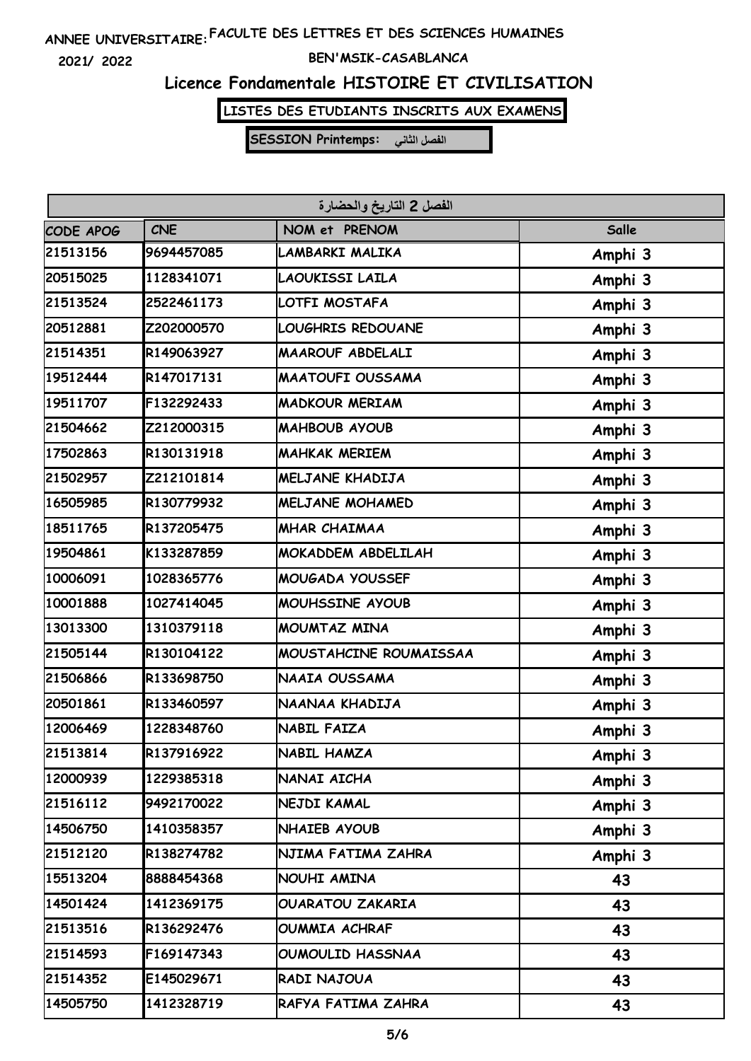ANNEE UNIVERSITAIRE: FACULTE DES LETTRES ET DES SCIENCES HUMAINES

2021/ 2022

BEN'MSIK-CASABLANCA

# Licence Fondamentale HISTOIRE ET CIVILISATION

**LISTES DES ETUDIANTS INSCRITS AUX EXAMENS**

**SESSION Printemps: الفصل الثاني**

| الفصل 2 التاريخ والحضارة | | | |
|---|---|---|---|
| CODE APOG | CNE | NOM et PRENOM | Salle |
| 21513156 | 9694457085 | LAMBARKI MALIKA | Amphi 3 |
| 20515025 | 1128341071 | LAOUKISSI LAILA | Amphi 3 |
| 21513524 | 2522461173 | LOTFI MOSTAFA | Amphi 3 |
| 20512881 | Z202000570 | LOUGHRIS REDOUANE | Amphi 3 |
| 21514351 | R149063927 | MAAROUF ABDELALI | Amphi 3 |
| 19512444 | R147017131 | MAATOUFI OUSSAMA | Amphi 3 |
| 19511707 | F132292433 | MADKOUR MERIAM | Amphi 3 |
| 21504662 | Z212000315 | MAHBOUB AYOUB | Amphi 3 |
| 17502863 | R130131918 | MAHKAK MERIEM | Amphi 3 |
| 21502957 | Z212101814 | MELJANE KHADIJA | Amphi 3 |
| 16505985 | R130779932 | MELJANE MOHAMED | Amphi 3 |
| 18511765 | R137205475 | MHAR CHAIMAA | Amphi 3 |
| 19504861 | K133287859 | MOKADDEM ABDELILAH | Amphi 3 |
| 10006091 | 1028365776 | MOUGADA YOUSSEF | Amphi 3 |
| 10001888 | 1027414045 | MOUHSSINE AYOUB | Amphi 3 |
| 13013300 | 1310379118 | MOUMTAZ MINA | Amphi 3 |
| 21505144 | R130104122 | MOUSTAHCINE ROUMAISSAA | Amphi 3 |
| 21506866 | R133698750 | NAAIA OUSSAMA | Amphi 3 |
| 20501861 | R133460597 | NAANAA KHADIJA | Amphi 3 |
| 12006469 | 1228348760 | NABIL FAIZA | Amphi 3 |
| 21513814 | R137916922 | NABIL HAMZA | Amphi 3 |
| 12000939 | 1229385318 | NANAI AICHA | Amphi 3 |
| 21516112 | 9492170022 | NEJDI KAMAL | Amphi 3 |
| 14506750 | 1410358357 | NHAIEB AYOUB | Amphi 3 |
| 21512120 | R138274782 | NJIMA FATIMA ZAHRA | Amphi 3 |
| 15513204 | 8888454368 | NOUHI AMINA | 43 |
| 14501424 | 1412369175 | OUARATOU ZAKARIA | 43 |
| 21513516 | R136292476 | OUMMIA ACHRAF | 43 |
| 21514593 | F169147343 | OUMOULID HASSNAA | 43 |
| 21514352 | E145029671 | RADI NAJOUA | 43 |
| 14505750 | 1412328719 | RAFYA FATIMA ZAHRA | 43 |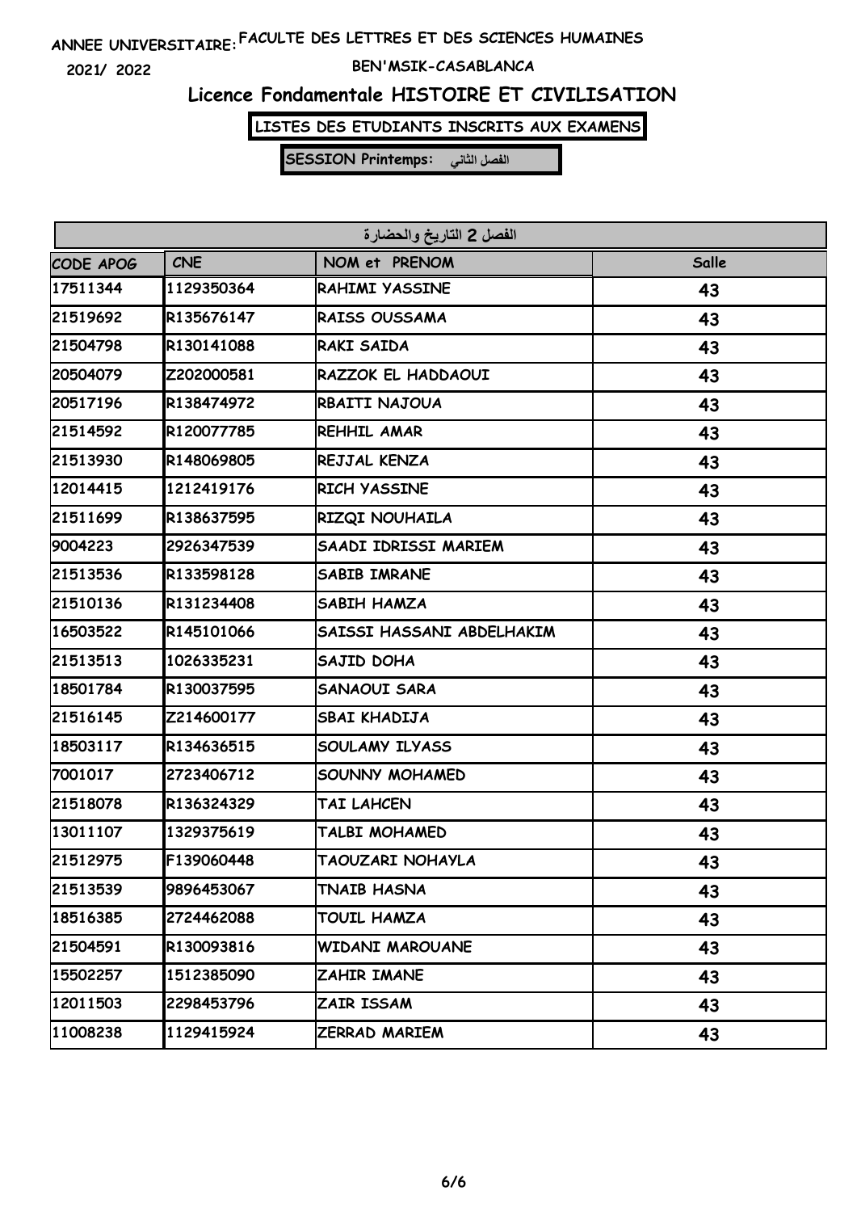ANNEE UNIVERSITAIRE: FACULTE DES LETTRES ET DES SCIENCES HUMAINES

2021/ 2022 BEN'MSIK-CASABLANCA

# Licence Fondamentale HISTOIRE ET CIVILISATION

**LISTES DES ETUDIANTS INSCRITS AUX EXAMENS**

**SESSION Printemps: الفصل الثاني**

| الفصل 2 التاريخ والحضارة | | | |
|---|---|---|---|
| CODE APOG | CNE | NOM et PRENOM | Salle |
| 17511344 | 1129350364 | RAHIMI YASSINE | 43 |
| 21519692 | R135676147 | RAISS OUSSAMA | 43 |
| 21504798 | R130141088 | RAKI SAIDA | 43 |
| 20504079 | Z202000581 | RAZZOK EL HADDAOUI | 43 |
| 20517196 | R138474972 | RBAITI NAJOUA | 43 |
| 21514592 | R120077785 | REHHIL AMAR | 43 |
| 21513930 | R148069805 | REJJAL KENZA | 43 |
| 12014415 | 1212419176 | RICH YASSINE | 43 |
| 21511699 | R138637595 | RIZQI NOUHAILA | 43 |
| 9004223 | 2926347539 | SAADI IDRISSI MARIEM | 43 |
| 21513536 | R133598128 | SABIB IMRANE | 43 |
| 21510136 | R131234408 | SABIH HAMZA | 43 |
| 16503522 | R145101066 | SAISSI HASSANI ABDELHAKIM | 43 |
| 21513513 | 1026335231 | SAJID DOHA | 43 |
| 18501784 | R130037595 | SANAOUI SARA | 43 |
| 21516145 | Z214600177 | SBAI KHADIJA | 43 |
| 18503117 | R134636515 | SOULAMY ILYASS | 43 |
| 7001017 | 2723406712 | SOUNNY MOHAMED | 43 |
| 21518078 | R136324329 | TAI LAHCEN | 43 |
| 13011107 | 1329375619 | TALBI MOHAMED | 43 |
| 21512975 | F139060448 | TAOUZARI NOHAYLA | 43 |
| 21513539 | 9896453067 | TNAIB HASNA | 43 |
| 18516385 | 2724462088 | TOUIL HAMZA | 43 |
| 21504591 | R130093816 | WIDANI MAROUANE | 43 |
| 15502257 | 1512385090 | ZAHIR IMANE | 43 |
| 12011503 | 2298453796 | ZAIR ISSAM | 43 |
| 11008238 | 1129415924 | ZERRAD MARIEM | 43 |